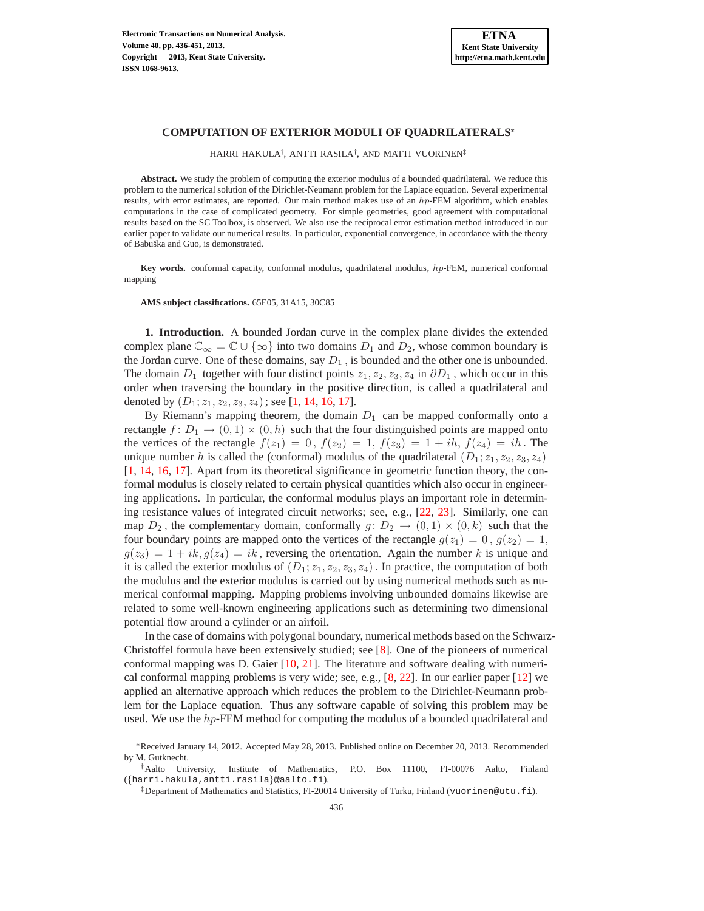# COMPUTATION OF EXTERIOR MODULI OF QUADRILATERALS*

HARRI HAKULA†, ANTTI RASILA†, AND MATTI VUORINEN‡

**Abstract.** We study the problem of computing the exterior modulus of a bounded quadrilateral. We reduce this problem to the numerical solution of the Dirichlet-Neumann problem for the Laplace equation. Several experimental results, with error estimates, are reported. Our main method makes use of an $hp$-FEM algorithm, which enables computations in the case of complicated geometry. For simple geometries, good agreement with computational results based on the SC Toolbox, is observed. We also use the reciprocal error estimation method introduced in our earlier paper to validate our numerical results. In particular, exponential convergence, in accordance with the theory of Babuška and Guo, is demonstrated.

**Key words.** conformal capacity, conformal modulus, quadrilateral modulus, $hp$-FEM, numerical conformal mapping

**AMS subject classifications.** 65E05, 31A15, 30C85

**1. Introduction.** A bounded Jordan curve in the complex plane divides the extended complex plane $\mathbb{C}_\infty = \mathbb{C} \cup \{\infty\}$ into two domains $D_1$ and $D_2$, whose common boundary is the Jordan curve. One of these domains, say $D_1$, is bounded and the other one is unbounded. The domain $D_1$ together with four distinct points $z_1, z_2, z_3, z_4$ in $\partial D_1$, which occur in this order when traversing the boundary in the positive direction, is called a quadrilateral and denoted by $(D_1; z_1, z_2, z_3, z_4)$; see [1, 14, 16, 17].

By Riemann's mapping theorem, the domain $D_1$ can be mapped conformally onto a rectangle $f\colon D_1 \to (0,1) \times (0,h)$ such that the four distinguished points are mapped onto the vertices of the rectangle $f(z_1) = 0$, $f(z_2) = 1$, $f(z_3) = 1 + ih$, $f(z_4) = ih$. The unique number $h$ is called the (conformal) modulus of the quadrilateral $(D_1; z_1, z_2, z_3, z_4)$ [1, 14, 16, 17]. Apart from its theoretical significance in geometric function theory, the conformal modulus is closely related to certain physical quantities which also occur in engineering applications. In particular, the conformal modulus plays an important role in determining resistance values of integrated circuit networks; see, e.g., [22, 23]. Similarly, one can map $D_2$, the complementary domain, conformally $g\colon D_2 \to (0,1) \times (0,k)$ such that the four boundary points are mapped onto the vertices of the rectangle $g(z_1) = 0$, $g(z_2) = 1$, $g(z_3) = 1 + ik$, $g(z_4) = ik$, reversing the orientation. Again the number $k$ is unique and it is called the exterior modulus of $(D_1; z_1, z_2, z_3, z_4)$. In practice, the computation of both the modulus and the exterior modulus is carried out by using numerical methods such as numerical conformal mapping. Mapping problems involving unbounded domains likewise are related to some well-known engineering applications such as determining two dimensional potential flow around a cylinder or an airfoil.

In the case of domains with polygonal boundary, numerical methods based on the Schwarz-Christoffel formula have been extensively studied; see [8]. One of the pioneers of numerical conformal mapping was D. Gaier [10, 21]. The literature and software dealing with numerical conformal mapping problems is very wide; see, e.g., [8, 22]. In our earlier paper [12] we applied an alternative approach which reduces the problem to the Dirichlet-Neumann problem for the Laplace equation. Thus any software capable of solving this problem may be used. We use the $hp$-FEM method for computing the modulus of a bounded quadrilateral and

*Received January 14, 2012. Accepted May 28, 2013. Published online on December 20, 2013. Recommended by M. Gutknecht.

†Aalto University, Institute of Mathematics, P.O. Box 11100, FI-00076 Aalto, Finland ({harri.hakula,antti.rasila}@aalto.fi).

‡Department of Mathematics and Statistics, FI-20014 University of Turku, Finland (vuorinen@utu.fi).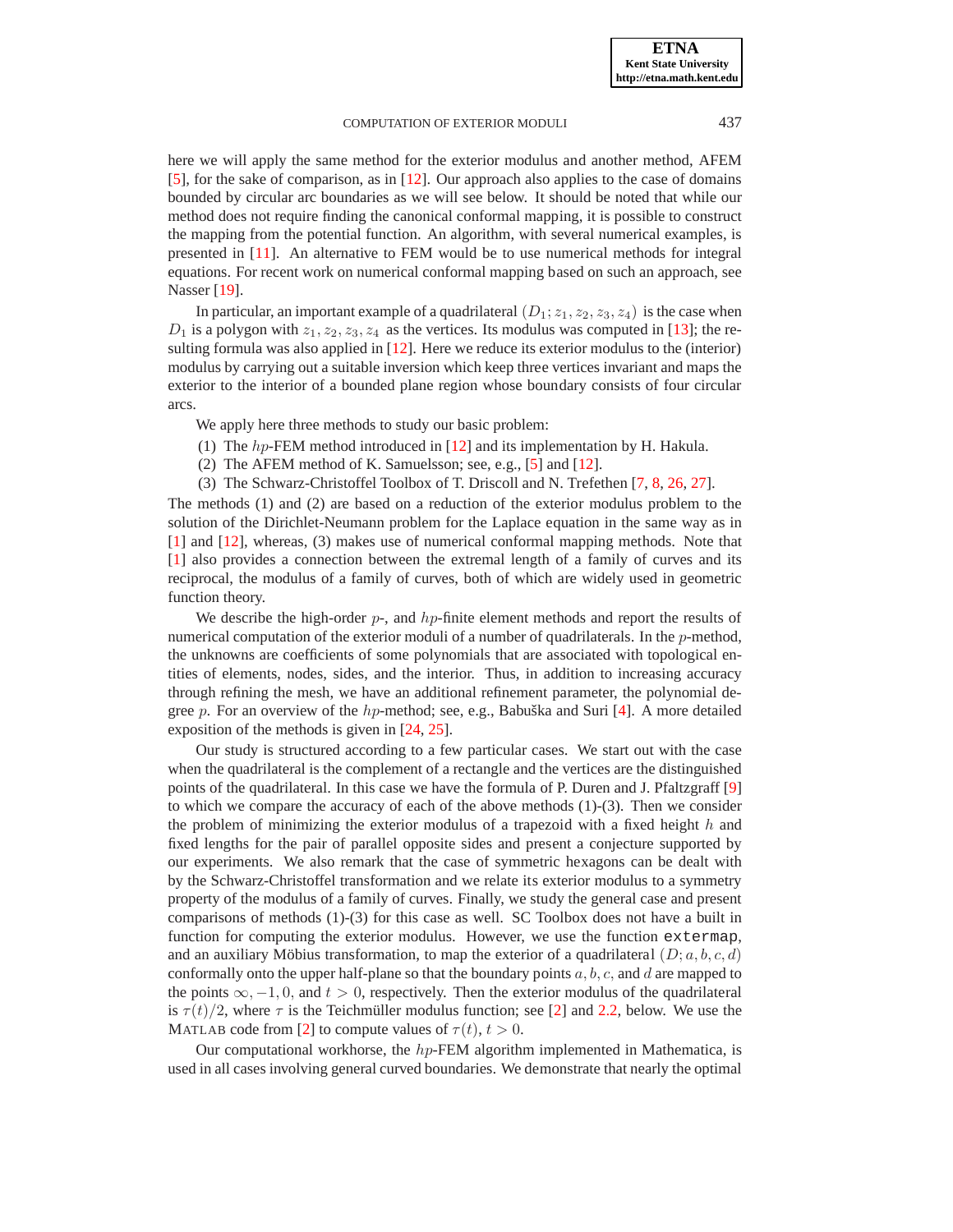here we will apply the same method for the exterior modulus and another method, AFEM [5], for the sake of comparison, as in [12]. Our approach also applies to the case of domains bounded by circular arc boundaries as we will see below. It should be noted that while our method does not require finding the canonical conformal mapping, it is possible to construct the mapping from the potential function. An algorithm, with several numerical examples, is presented in [11]. An alternative to FEM would be to use numerical methods for integral equations. For recent work on numerical conformal mapping based on such an approach, see Nasser [19].

In particular, an important example of a quadrilateral $(D_1; z_1, z_2, z_3, z_4)$ is the case when $D_1$ is a polygon with $z_1, z_2, z_3, z_4$ as the vertices. Its modulus was computed in [13]; the resulting formula was also applied in [12]. Here we reduce its exterior modulus to the (interior) modulus by carrying out a suitable inversion which keep three vertices invariant and maps the exterior to the interior of a bounded plane region whose boundary consists of four circular arcs.

We apply here three methods to study our basic problem:

(1) The $hp$-FEM method introduced in [12] and its implementation by H. Hakula.
(2) The AFEM method of K. Samuelsson; see, e.g., [5] and [12].
(3) The Schwarz-Christoffel Toolbox of T. Driscoll and N. Trefethen [7, 8, 26, 27].

The methods (1) and (2) are based on a reduction of the exterior modulus problem to the solution of the Dirichlet-Neumann problem for the Laplace equation in the same way as in [1] and [12], whereas, (3) makes use of numerical conformal mapping methods. Note that [1] also provides a connection between the extremal length of a family of curves and its reciprocal, the modulus of a family of curves, both of which are widely used in geometric function theory.

We describe the high-order $p$-, and $hp$-finite element methods and report the results of numerical computation of the exterior moduli of a number of quadrilaterals. In the $p$-method, the unknowns are coefficients of some polynomials that are associated with topological entities of elements, nodes, sides, and the interior. Thus, in addition to increasing accuracy through refining the mesh, we have an additional refinement parameter, the polynomial degree $p$. For an overview of the $hp$-method; see, e.g., Babuška and Suri [4]. A more detailed exposition of the methods is given in [24, 25].

Our study is structured according to a few particular cases. We start out with the case when the quadrilateral is the complement of a rectangle and the vertices are the distinguished points of the quadrilateral. In this case we have the formula of P. Duren and J. Pfaltzgraff [9] to which we compare the accuracy of each of the above methods (1)-(3). Then we consider the problem of minimizing the exterior modulus of a trapezoid with a fixed height $h$ and fixed lengths for the pair of parallel opposite sides and present a conjecture supported by our experiments. We also remark that the case of symmetric hexagons can be dealt with by the Schwarz-Christoffel transformation and we relate its exterior modulus to a symmetry property of the modulus of a family of curves. Finally, we study the general case and present comparisons of methods (1)-(3) for this case as well. SC Toolbox does not have a built in function for computing the exterior modulus. However, we use the function `extermap`, and an auxiliary Möbius transformation, to map the exterior of a quadrilateral $(D; a, b, c, d)$ conformally onto the upper half-plane so that the boundary points $a, b, c,$ and $d$ are mapped to the points $\infty, -1, 0,$ and $t > 0$, respectively. Then the exterior modulus of the quadrilateral is $\tau(t)/2$, where $\tau$ is the Teichmüller modulus function; see [2] and 2.2, below. We use the MATLAB code from [2] to compute values of $\tau(t)$, $t > 0$.

Our computational workhorse, the $hp$-FEM algorithm implemented in Mathematica, is used in all cases involving general curved boundaries. We demonstrate that nearly the optimal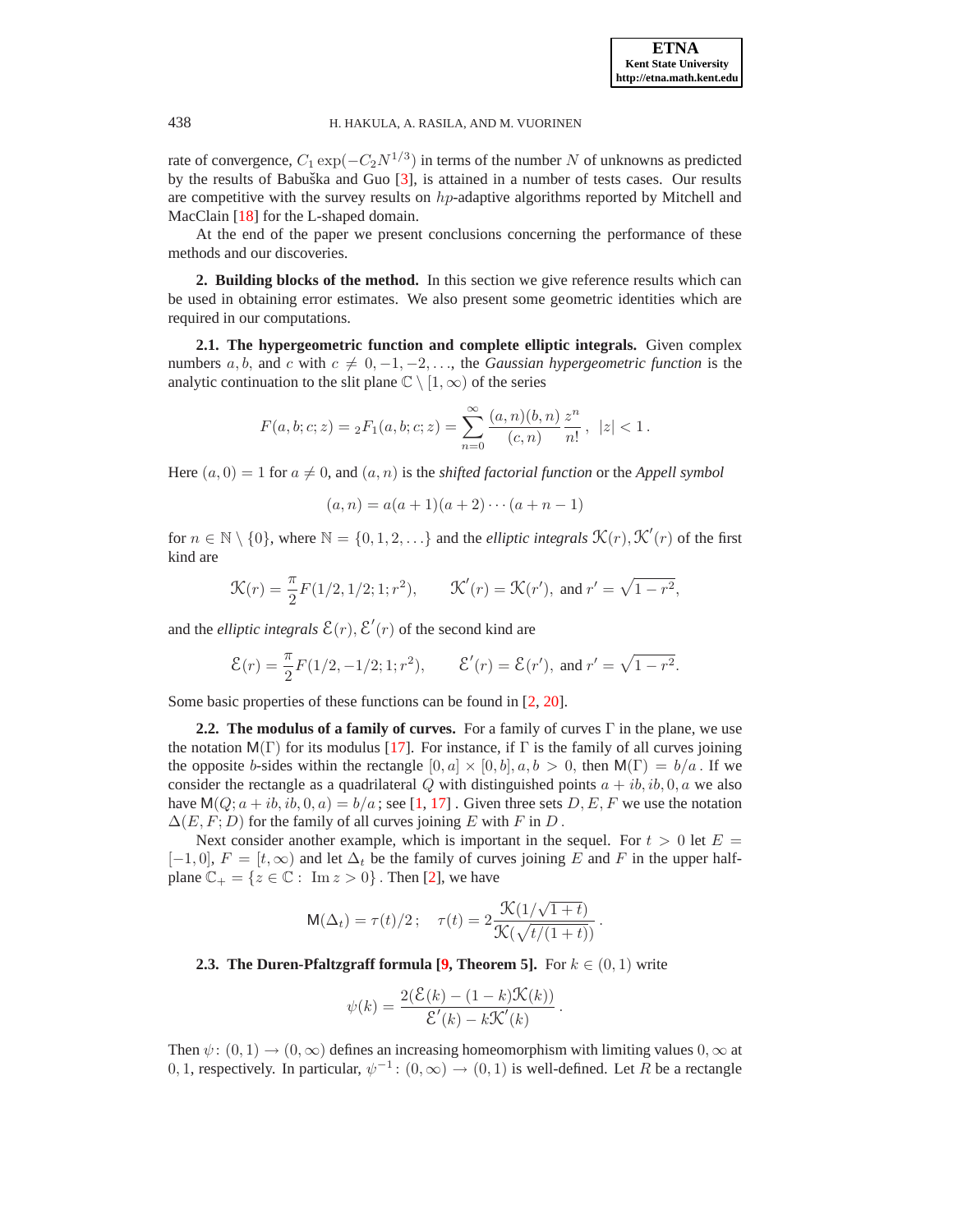rate of convergence, $C_1 \exp(-C_2 N^{1/3})$ in terms of the number $N$ of unknowns as predicted by the results of Babuška and Guo [3], is attained in a number of tests cases. Our results are competitive with the survey results on $hp$-adaptive algorithms reported by Mitchell and MacClain [18] for the L-shaped domain.

At the end of the paper we present conclusions concerning the performance of these methods and our discoveries.

**2. Building blocks of the method.** In this section we give reference results which can be used in obtaining error estimates. We also present some geometric identities which are required in our computations.

**2.1. The hypergeometric function and complete elliptic integrals.** Given complex numbers $a, b$, and $c$ with $c \neq 0, -1, -2, \ldots$, the *Gaussian hypergeometric function* is the analytic continuation to the slit plane $\mathbb{C} \setminus [1, \infty)$ of the series

$$F(a, b; c; z) = {}_2F_1(a, b; c; z) = \sum_{n=0}^{\infty} \frac{(a, n)(b, n)}{(c, n)} \frac{z^n}{n!}, \quad |z| < 1 .$$

Here $(a, 0) = 1$ for $a \neq 0$, and $(a, n)$ is the *shifted factorial function* or the *Appell symbol*

$$(a, n) = a(a + 1)(a + 2) \cdots (a + n - 1)$$

for $n \in \mathbb{N} \setminus \{0\}$, where $\mathbb{N} = \{0, 1, 2, \ldots\}$ and the *elliptic integrals* $\mathcal{K}(r), \mathcal{K}'(r)$ of the first kind are

$$\mathcal{K}(r) = \frac{\pi}{2} F(1/2, 1/2; 1; r^2), \qquad \mathcal{K}'(r) = \mathcal{K}(r'), \text{ and } r' = \sqrt{1 - r^2},$$

and the *elliptic integrals* $\mathcal{E}(r), \mathcal{E}'(r)$ of the second kind are

$$\mathcal{E}(r) = \frac{\pi}{2} F(1/2, -1/2; 1; r^2), \qquad \mathcal{E}'(r) = \mathcal{E}(r'), \text{ and } r' = \sqrt{1 - r^2}.$$

Some basic properties of these functions can be found in [2, 20].

**2.2. The modulus of a family of curves.** For a family of curves $\Gamma$ in the plane, we use the notation $\mathsf{M}(\Gamma)$ for its modulus [17]. For instance, if $\Gamma$ is the family of all curves joining the opposite $b$-sides within the rectangle $[0, a] \times [0, b], a, b > 0$, then $\mathsf{M}(\Gamma) = b/a$. If we consider the rectangle as a quadrilateral $Q$ with distinguished points $a + ib, ib, 0, a$ we also have $\mathsf{M}(Q; a + ib, ib, 0, a) = b/a$; see [1, 17]. Given three sets $D, E, F$ we use the notation $\Delta(E, F; D)$ for the family of all curves joining $E$ with $F$ in $D$.

Next consider another example, which is important in the sequel. For $t > 0$ let $E = [-1, 0]$, $F = [t, \infty)$ and let $\Delta_t$ be the family of curves joining $E$ and $F$ in the upper half-plane $\mathbb{C}_+ = \{z \in \mathbb{C} : \operatorname{Im} z > 0\}$. Then [2], we have

$$\mathsf{M}(\Delta_t) = \tau(t)/2 ; \quad \tau(t) = 2 \frac{\mathcal{K}(1/\sqrt{1 + t})}{\mathcal{K}(\sqrt{t/(1 + t)})} .$$

**2.3. The Duren-Pfaltzgraff formula [9, Theorem 5].** For $k \in (0, 1)$ write

$$\psi(k) = \frac{2(\mathcal{E}(k) - (1 - k)\mathcal{K}(k))}{\mathcal{E}'(k) - k\mathcal{K}'(k)} .$$

Then $\psi : (0, 1) \to (0, \infty)$ defines an increasing homeomorphism with limiting values $0, \infty$ at $0, 1$, respectively. In particular, $\psi^{-1} : (0, \infty) \to (0, 1)$ is well-defined. Let $R$ be a rectangle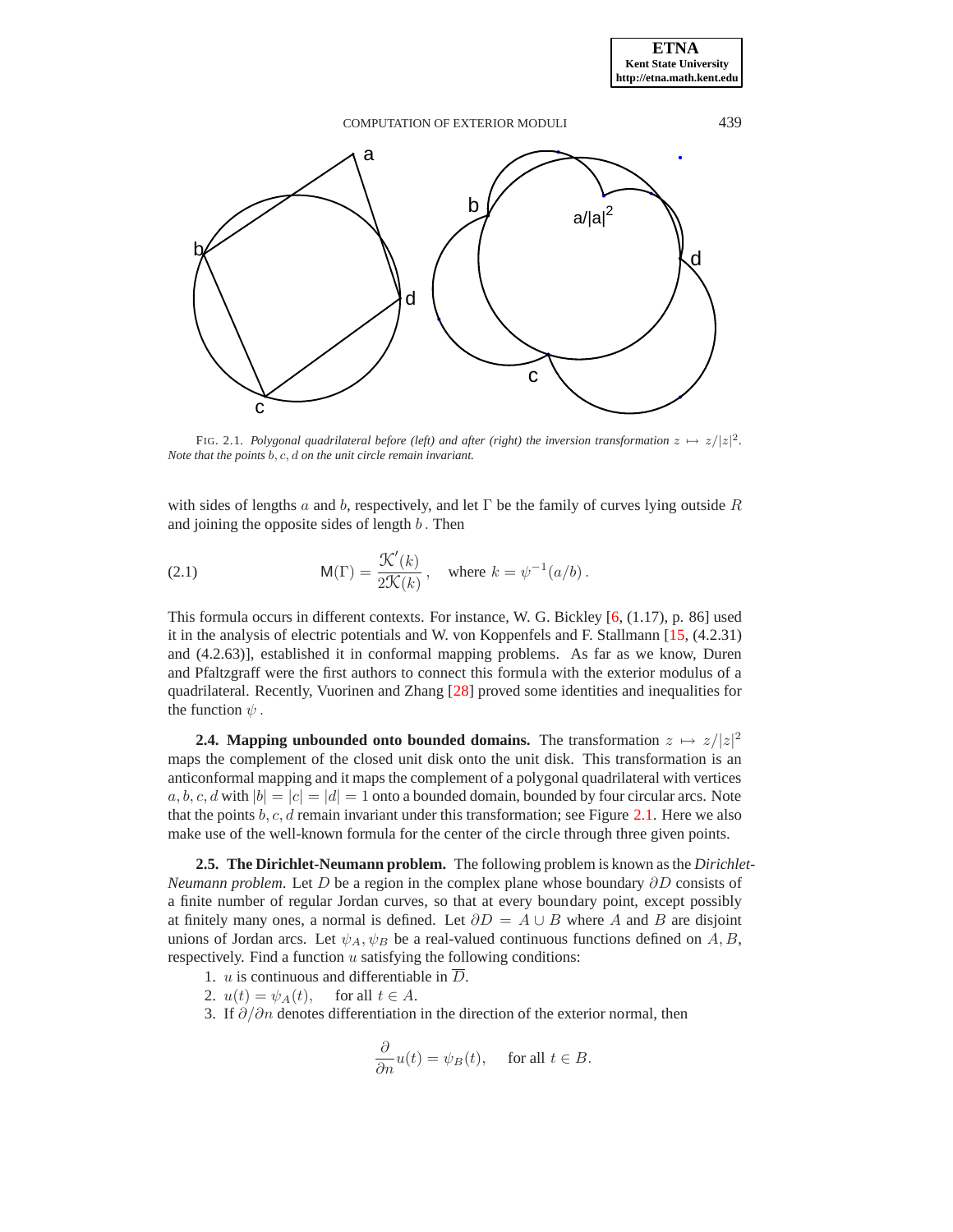FIG. 2.1. *Polygonal quadrilateral before (left) and after (right) the inversion transformation $z \mapsto z/|z|^2$. Note that the points $b, c, d$ on the unit circle remain invariant.*

with sides of lengths $a$ and $b$, respectively, and let $\Gamma$ be the family of curves lying outside $R$ and joining the opposite sides of length $b$ . Then

$$\mathsf{M}(\Gamma) = \frac{\mathcal{K}'(k)}{2\mathcal{K}(k)}\,, \quad \text{where } k = \psi^{-1}(a/b)\,. \tag{2.1}$$

This formula occurs in different contexts. For instance, W. G. Bickley [6, (1.17), p. 86] used it in the analysis of electric potentials and W. von Koppenfels and F. Stallmann [15, (4.2.31) and (4.2.63)], established it in conformal mapping problems. As far as we know, Duren and Pfaltzgraff were the first authors to connect this formula with the exterior modulus of a quadrilateral. Recently, Vuorinen and Zhang [28] proved some identities and inequalities for the function $\psi$ .

**2.4. Mapping unbounded onto bounded domains.** The transformation $z \mapsto z/|z|^2$ maps the complement of the closed unit disk onto the unit disk. This transformation is an anticonformal mapping and it maps the complement of a polygonal quadrilateral with vertices $a, b, c, d$ with $|b| = |c| = |d| = 1$ onto a bounded domain, bounded by four circular arcs. Note that the points $b, c, d$ remain invariant under this transformation; see Figure 2.1. Here we also make use of the well-known formula for the center of the circle through three given points.

**2.5. The Dirichlet-Neumann problem.** The following problem is known as the *Dirichlet-Neumann problem*. Let $D$ be a region in the complex plane whose boundary $\partial D$ consists of a finite number of regular Jordan curves, so that at every boundary point, except possibly at finitely many ones, a normal is defined. Let $\partial D = A \cup B$ where $A$ and $B$ are disjoint unions of Jordan arcs. Let $\psi_A, \psi_B$ be a real-valued continuous functions defined on $A, B$, respectively. Find a function $u$ satisfying the following conditions:

1. $u$ is continuous and differentiable in $\overline{D}$.
2. $u(t) = \psi_A(t), \quad$ for all $t \in A$.
3. If $\partial/\partial n$ denotes differentiation in the direction of the exterior normal, then

$$\frac{\partial}{\partial n} u(t) = \psi_B(t), \quad \text{for all } t \in B.$$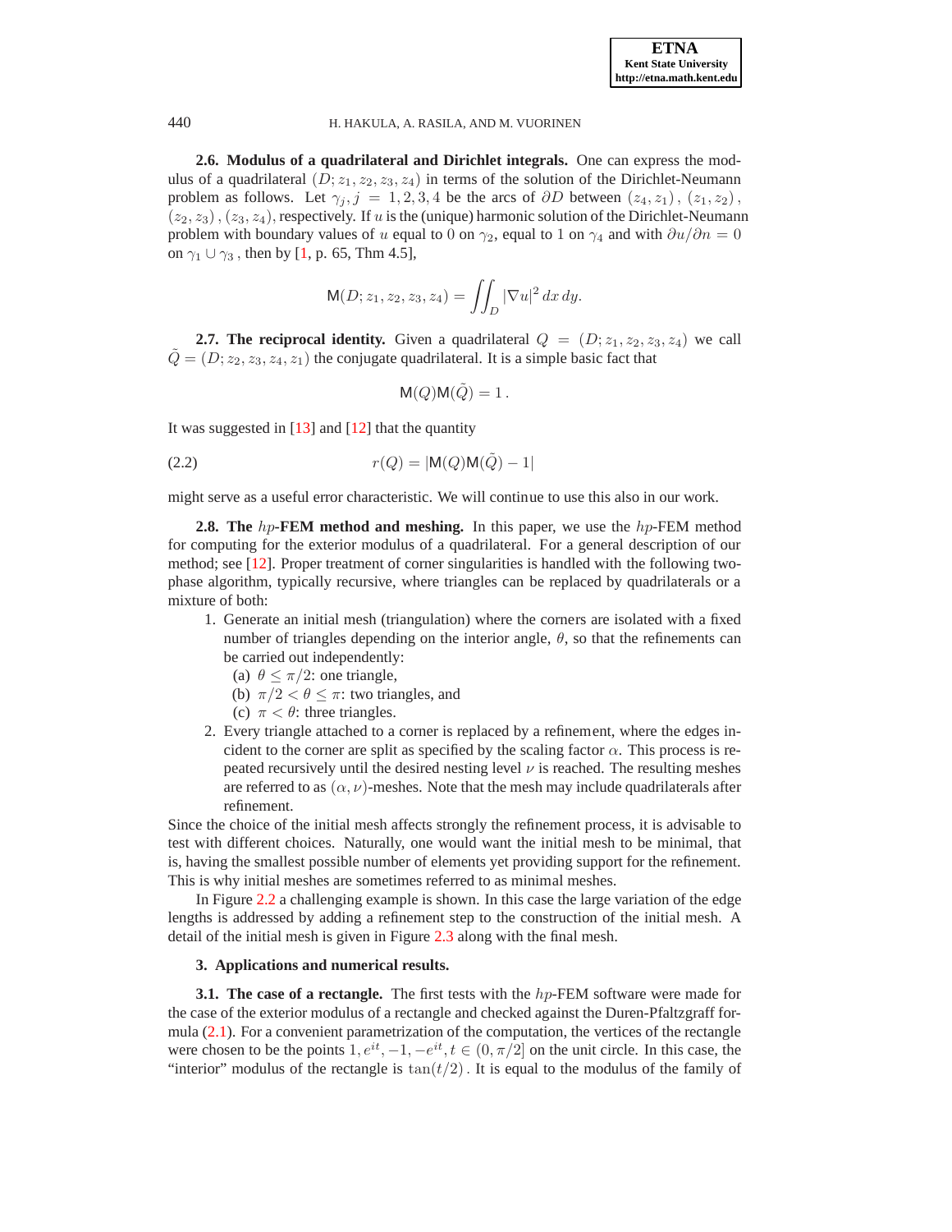**2.6. Modulus of a quadrilateral and Dirichlet integrals.** One can express the modulus of a quadrilateral $(D; z_1, z_2, z_3, z_4)$ in terms of the solution of the Dirichlet-Neumann problem as follows. Let $\gamma_j, j = 1, 2, 3, 4$ be the arcs of $\partial D$ between $(z_4, z_1)$, $(z_1, z_2)$, $(z_2, z_3)$, $(z_3, z_4)$, respectively. If $u$ is the (unique) harmonic solution of the Dirichlet-Neumann problem with boundary values of $u$ equal to 0 on $\gamma_2$, equal to 1 on $\gamma_4$ and with $\partial u/\partial n = 0$ on $\gamma_1 \cup \gamma_3$, then by [1, p. 65, Thm 4.5],

$$\mathsf{M}(D; z_1, z_2, z_3, z_4) = \iint_D |\nabla u|^2 \, dx \, dy.$$

**2.7. The reciprocal identity.** Given a quadrilateral $Q = (D; z_1, z_2, z_3, z_4)$ we call $\tilde{Q} = (D; z_2, z_3, z_4, z_1)$ the conjugate quadrilateral. It is a simple basic fact that

$$\mathsf{M}(Q)\mathsf{M}(\tilde{Q}) = 1\,.$$

It was suggested in [13] and [12] that the quantity

$$r(Q) = |\mathsf{M}(Q)\mathsf{M}(\tilde{Q}) - 1| \tag{2.2}$$

might serve as a useful error characteristic. We will continue to use this also in our work.

**2.8. The $hp$-FEM method and meshing.** In this paper, we use the $hp$-FEM method for computing for the exterior modulus of a quadrilateral. For a general description of our method; see [12]. Proper treatment of corner singularities is handled with the following two-phase algorithm, typically recursive, where triangles can be replaced by quadrilaterals or a mixture of both:

1. Generate an initial mesh (triangulation) where the corners are isolated with a fixed number of triangles depending on the interior angle, $\theta$, so that the refinements can be carried out independently:
   (a) $\theta \leq \pi/2$: one triangle,
   (b) $\pi/2 < \theta \leq \pi$: two triangles, and
   (c) $\pi < \theta$: three triangles.
2. Every triangle attached to a corner is replaced by a refinement, where the edges incident to the corner are split as specified by the scaling factor $\alpha$. This process is repeated recursively until the desired nesting level $\nu$ is reached. The resulting meshes are referred to as $(\alpha, \nu)$-meshes. Note that the mesh may include quadrilaterals after refinement.

Since the choice of the initial mesh affects strongly the refinement process, it is advisable to test with different choices. Naturally, one would want the initial mesh to be minimal, that is, having the smallest possible number of elements yet providing support for the refinement. This is why initial meshes are sometimes referred to as minimal meshes.

In Figure 2.2 a challenging example is shown. In this case the large variation of the edge lengths is addressed by adding a refinement step to the construction of the initial mesh. A detail of the initial mesh is given in Figure 2.3 along with the final mesh.

## 3. Applications and numerical results.

**3.1. The case of a rectangle.** The first tests with the $hp$-FEM software were made for the case of the exterior modulus of a rectangle and checked against the Duren-Pfaltzgraff formula (2.1). For a convenient parametrization of the computation, the vertices of the rectangle were chosen to be the points $1, e^{it}, -1, -e^{it}, t \in (0, \pi/2]$ on the unit circle. In this case, the "interior" modulus of the rectangle is $\tan(t/2)$. It is equal to the modulus of the family of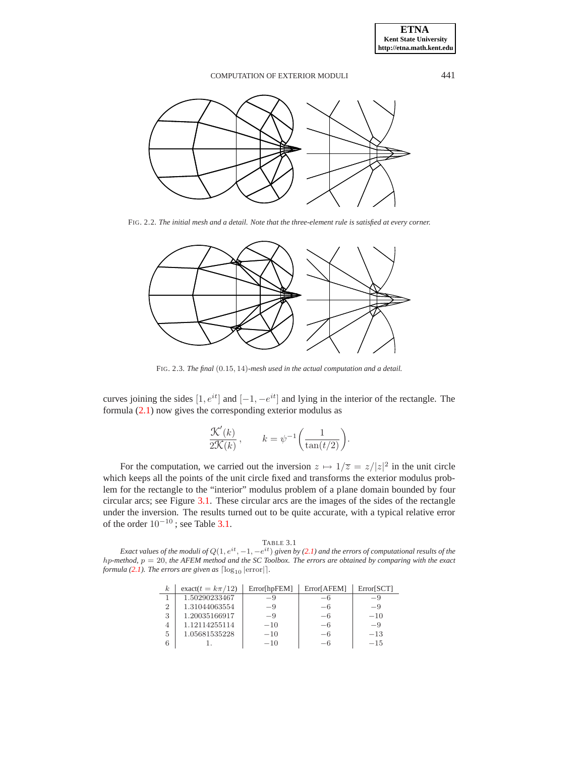FIG. 2.2. *The initial mesh and a detail. Note that the three-element rule is satisfied at every corner.*

FIG. 2.3. *The final* $(0.15, 14)$*-mesh used in the actual computation and a detail.*

curves joining the sides $[1, e^{it}]$ and $[-1, -e^{it}]$ and lying in the interior of the rectangle. The formula (2.1) now gives the corresponding exterior modulus as

$$\frac{\mathcal{K}'(k)}{2\mathcal{K}(k)}, \qquad k = \psi^{-1}\left(\frac{1}{\tan(t/2)}\right).$$

For the computation, we carried out the inversion $z \mapsto 1/\overline{z} = z/|z|^2$ in the unit circle which keeps all the points of the unit circle fixed and transforms the exterior modulus problem for the rectangle to the "interior" modulus problem of a plane domain bounded by four circular arcs; see Figure 3.1. These circular arcs are the images of the sides of the rectangle under the inversion. The results turned out to be quite accurate, with a typical relative error of the order $10^{-10}$; see Table 3.1.

TABLE 3.1
*Exact values of the moduli of* $Q(1, e^{it}, -1, -e^{it})$ *given by (2.1) and the errors of computational results of the* $hp$*-method,* $p = 20$*, the AFEM method and the SC Toolbox. The errors are obtained by comparing with the exact formula (2.1). The errors are given as* $\lceil \log_{10} |\text{error}| \rceil$.

| $k$ | exact($t = k\pi/12$) | Error[hpFEM] | Error[AFEM] | Error[SCT] |
|---|---|---|---|---|
| 1 | 1.50290233467 | $-9$ | $-6$ | $-9$ |
| 2 | 1.31044063554 | $-9$ | $-6$ | $-9$ |
| 3 | 1.20035166917 | $-9$ | $-6$ | $-10$ |
| 4 | 1.12114255114 | $-10$ | $-6$ | $-9$ |
| 5 | 1.05681535228 | $-10$ | $-6$ | $-13$ |
| 6 | 1. | $-10$ | $-6$ | $-15$ |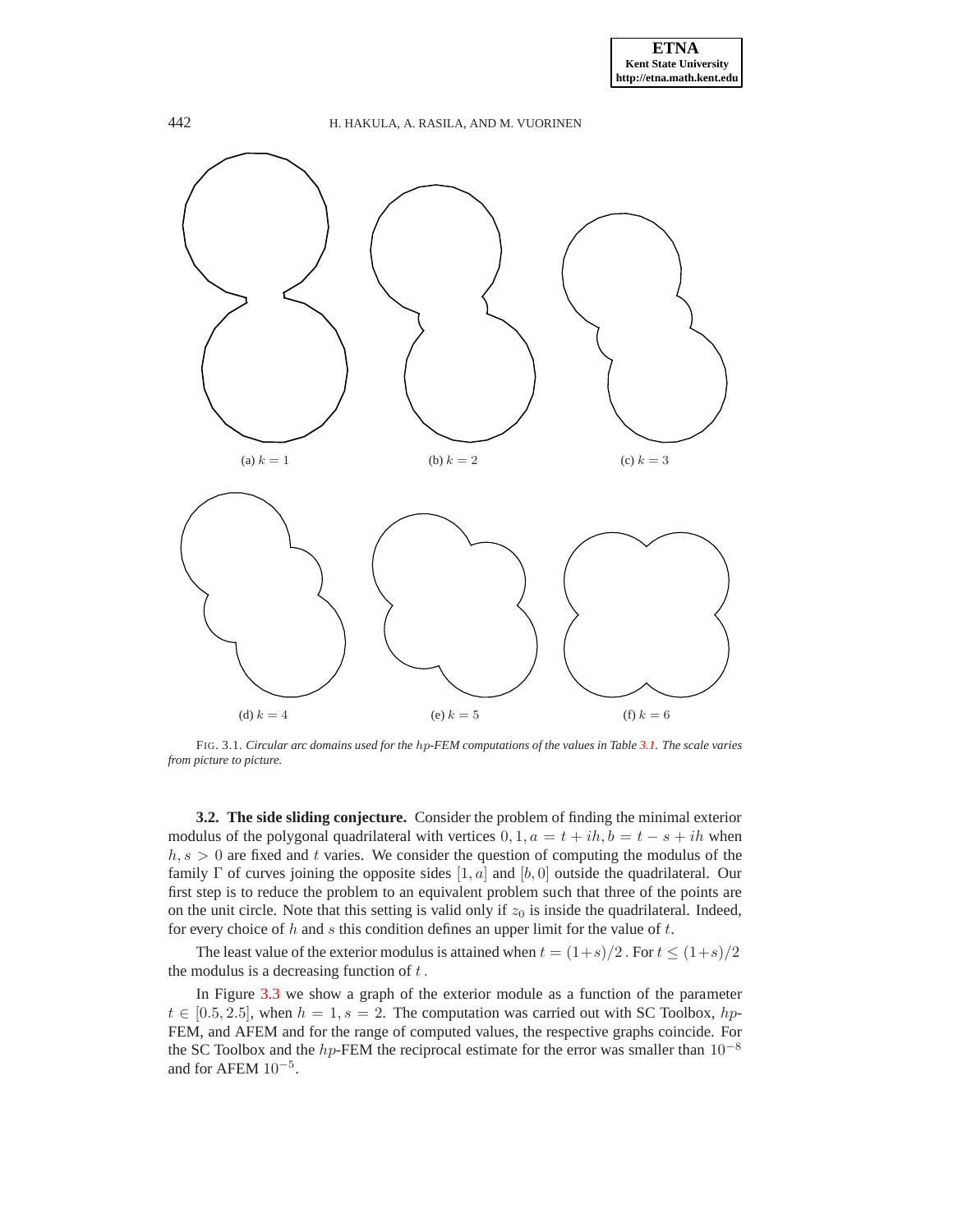(a) $k = 1$

(b) $k = 2$

(c) $k = 3$

(d) $k = 4$

(e) $k = 5$

(f) $k = 6$

FIG. 3.1. *Circular arc domains used for the $hp$-FEM computations of the values in Table 3.1. The scale varies from picture to picture.*

### 3.2. The side sliding conjecture.

Consider the problem of finding the minimal exterior modulus of the polygonal quadrilateral with vertices $0, 1, a = t + ih, b = t - s + ih$ when $h, s > 0$ are fixed and $t$ varies. We consider the question of computing the modulus of the family $\Gamma$ of curves joining the opposite sides $[1, a]$ and $[b, 0]$ outside the quadrilateral. Our first step is to reduce the problem to an equivalent problem such that three of the points are on the unit circle. Note that this setting is valid only if $z_0$ is inside the quadrilateral. Indeed, for every choice of $h$ and $s$ this condition defines an upper limit for the value of $t$.

The least value of the exterior modulus is attained when $t = (1+s)/2$ . For $t \leq (1+s)/2$ the modulus is a decreasing function of $t$ .

In Figure 3.3 we show a graph of the exterior module as a function of the parameter $t \in [0.5, 2.5]$, when $h = 1, s = 2$. The computation was carried out with SC Toolbox, $hp$-FEM, and AFEM and for the range of computed values, the respective graphs coincide. For the SC Toolbox and the $hp$-FEM the reciprocal estimate for the error was smaller than $10^{-8}$ and for AFEM $10^{-5}$.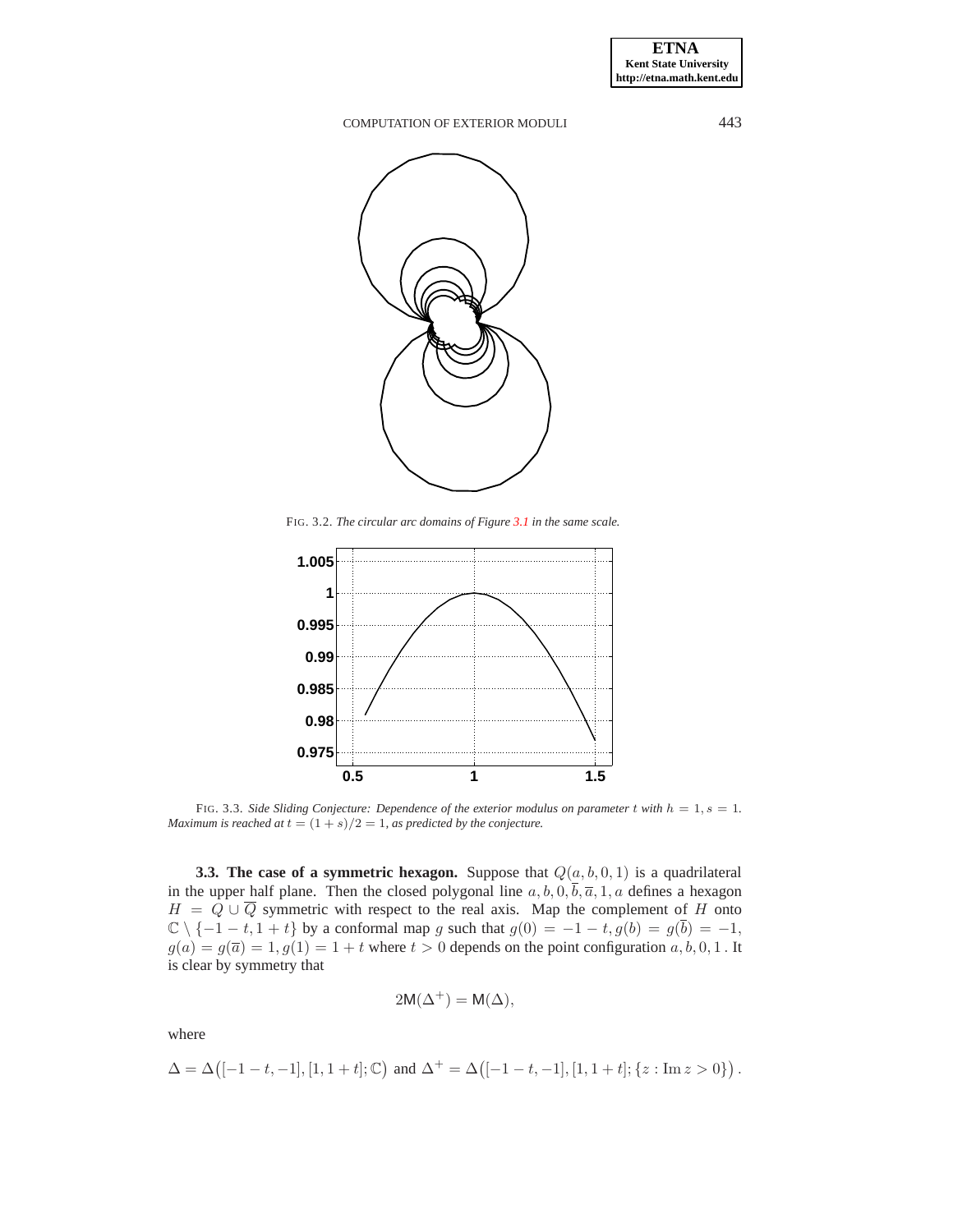FIG. 3.2. *The circular arc domains of Figure 3.1 in the same scale.*

FIG. 3.3. *Side Sliding Conjecture: Dependence of the exterior modulus on parameter $t$ with $h = 1, s = 1$. Maximum is reached at $t = (1+s)/2 = 1$, as predicted by the conjecture.*

**3.3. The case of a symmetric hexagon.** Suppose that $Q(a, b, 0, 1)$ is a quadrilateral in the upper half plane. Then the closed polygonal line $a, b, 0, \overline{b}, \overline{a}, 1, a$ defines a hexagon $H = Q \cup \overline{Q}$ symmetric with respect to the real axis. Map the complement of $H$ onto $\mathbb{C} \setminus \{-1-t, 1+t\}$ by a conformal map $g$ such that $g(0) = -1-t, g(b) = g(\overline{b}) = -1$, $g(a) = g(\overline{a}) = 1, g(1) = 1+t$ where $t > 0$ depends on the point configuration $a, b, 0, 1$ . It is clear by symmetry that

$$2\mathsf{M}(\Delta^+) = \mathsf{M}(\Delta),$$

where

$$\Delta = \Delta\big([-1-t, -1], [1, 1+t]; \mathbb{C}\big) \text{ and } \Delta^+ = \Delta\big([-1-t, -1], [1, 1+t]; \{z : \operatorname{Im} z > 0\}\big).$$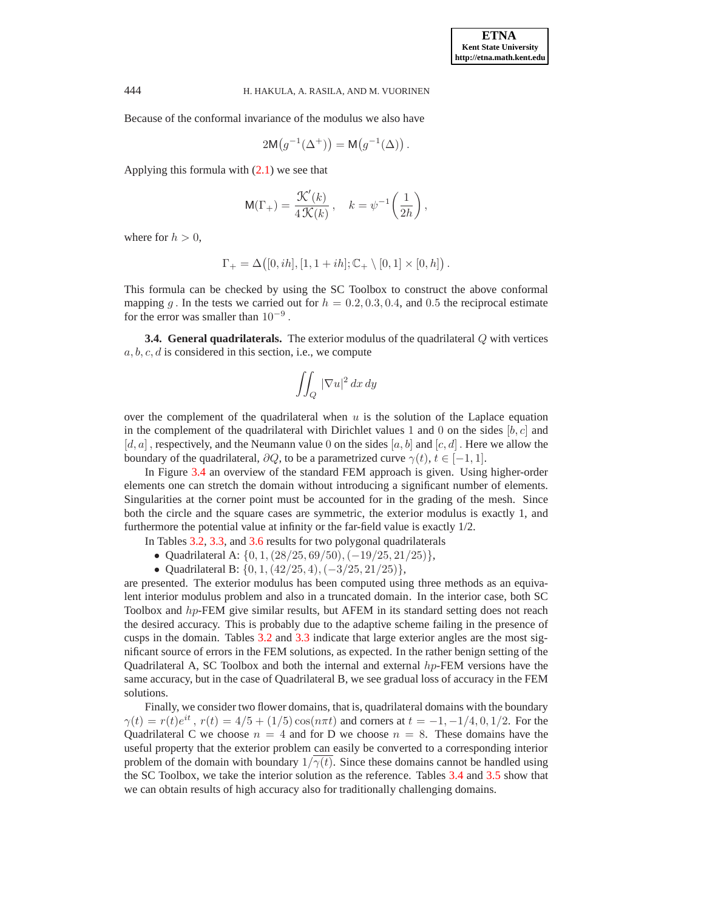Because of the conformal invariance of the modulus we also have

$$2\mathsf{M}\big(g^{-1}(\Delta^{+})\big) = \mathsf{M}\big(g^{-1}(\Delta)\big)\,.$$

Applying this formula with (2.1) we see that

$$\mathsf{M}(\Gamma_{+}) = \frac{\mathcal{K}'(k)}{4\,\mathcal{K}(k)}\,, \quad k = \psi^{-1}\!\left(\frac{1}{2h}\right),$$

where for $h > 0$,

$$\Gamma_{+} = \Delta\big([0, ih], [1, 1+ih]; \mathbb{C}_{+} \setminus [0,1] \times [0,h]\big)\,.$$

This formula can be checked by using the SC Toolbox to construct the above conformal mapping $g$. In the tests we carried out for $h = 0.2, 0.3, 0.4$, and $0.5$ the reciprocal estimate for the error was smaller than $10^{-9}$.

**3.4. General quadrilaterals.** The exterior modulus of the quadrilateral $Q$ with vertices $a, b, c, d$ is considered in this section, i.e., we compute

$$\iint_{Q} |\nabla u|^{2}\, dx\, dy$$

over the complement of the quadrilateral when $u$ is the solution of the Laplace equation in the complement of the quadrilateral with Dirichlet values $1$ and $0$ on the sides $[b, c]$ and $[d, a]$, respectively, and the Neumann value $0$ on the sides $[a, b]$ and $[c, d]$. Here we allow the boundary of the quadrilateral, $\partial Q$, to be a parametrized curve $\gamma(t)$, $t \in [-1, 1]$.

In Figure 3.4 an overview of the standard FEM approach is given. Using higher-order elements one can stretch the domain without introducing a significant number of elements. Singularities at the corner point must be accounted for in the grading of the mesh. Since both the circle and the square cases are symmetric, the exterior modulus is exactly 1, and furthermore the potential value at infinity or the far-field value is exactly 1/2.

In Tables 3.2, 3.3, and 3.6 results for two polygonal quadrilaterals

- Quadrilateral A: $\{0, 1, (28/25, 69/50), (-19/25, 21/25)\}$,
- Quadrilateral B: $\{0, 1, (42/25, 4), (-3/25, 21/25)\}$,

are presented. The exterior modulus has been computed using three methods as an equivalent interior modulus problem and also in a truncated domain. In the interior case, both SC Toolbox and $hp$-FEM give similar results, but AFEM in its standard setting does not reach the desired accuracy. This is probably due to the adaptive scheme failing in the presence of cusps in the domain. Tables 3.2 and 3.3 indicate that large exterior angles are the most significant source of errors in the FEM solutions, as expected. In the rather benign setting of the Quadrilateral A, SC Toolbox and both the internal and external $hp$-FEM versions have the same accuracy, but in the case of Quadrilateral B, we see gradual loss of accuracy in the FEM solutions.

Finally, we consider two flower domains, that is, quadrilateral domains with the boundary $\gamma(t) = r(t)e^{it}$, $r(t) = 4/5 + (1/5)\cos(n\pi t)$ and corners at $t = -1, -1/4, 0, 1/2$. For the Quadrilateral C we choose $n = 4$ and for D we choose $n = 8$. These domains have the useful property that the exterior problem can easily be converted to a corresponding interior problem of the domain with boundary $1/\overline{\gamma(t)}$. Since these domains cannot be handled using the SC Toolbox, we take the interior solution as the reference. Tables 3.4 and 3.5 show that we can obtain results of high accuracy also for traditionally challenging domains.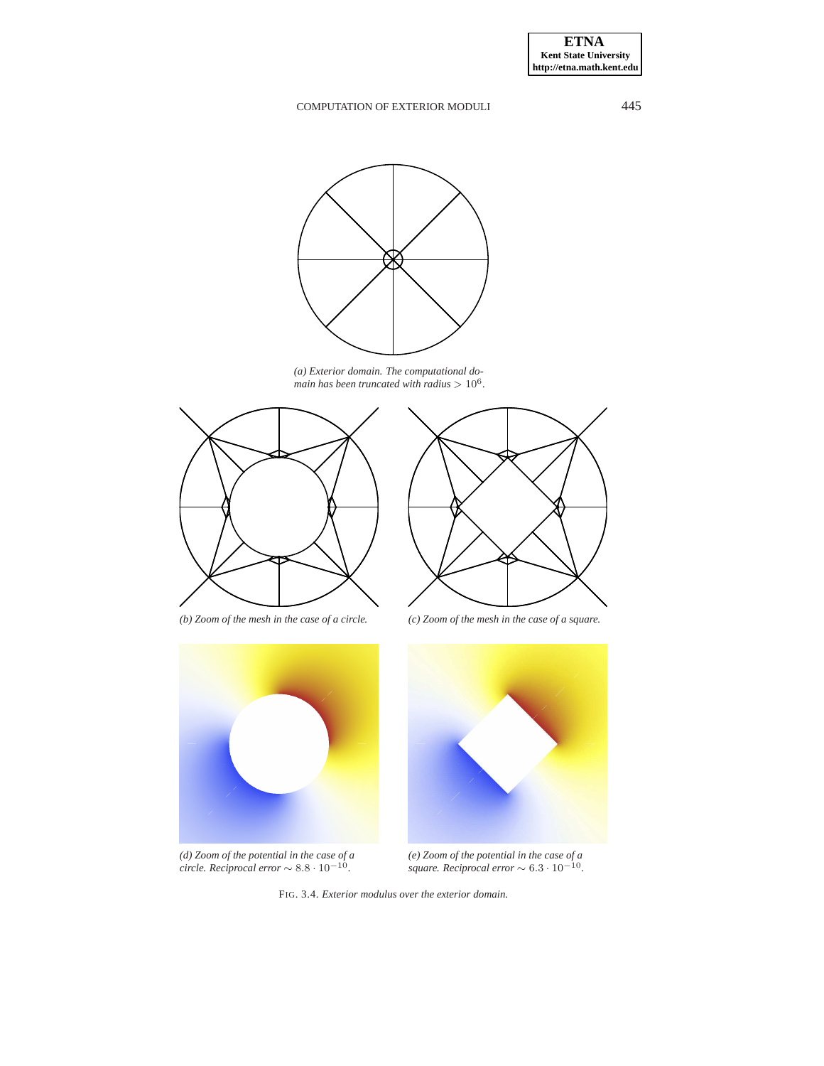(a) *Exterior domain. The computational domain has been truncated with radius $> 10^6$.*

(b) *Zoom of the mesh in the case of a circle.*

(c) *Zoom of the mesh in the case of a square.*

(d) *Zoom of the potential in the case of a circle. Reciprocal error $\sim 8.8 \cdot 10^{-10}$.*

(e) *Zoom of the potential in the case of a square. Reciprocal error $\sim 6.3 \cdot 10^{-10}$.*

FIG. 3.4. *Exterior modulus over the exterior domain.*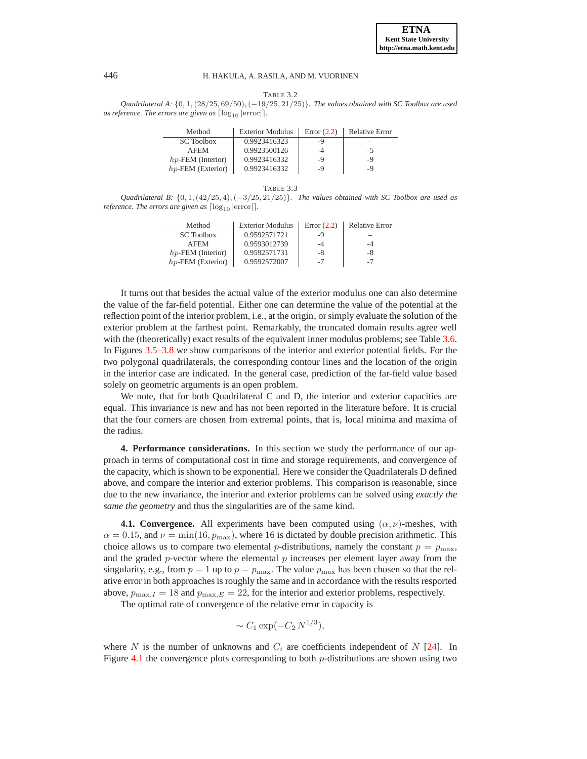TABLE 3.2

*Quadrilateral A:* $\{0, 1, (28/25, 69/50), (-19/25, 21/25)\}$. *The values obtained with SC Toolbox are used as reference. The errors are given as* $\lceil \log_{10} |\text{error}| \rceil$.

| Method | Exterior Modulus | Error (2.2) | Relative Error |
|---|---|---|---|
| SC Toolbox | 0.9923416323 | -9 | – |
| AFEM | 0.9923500126 | -4 | -5 |
| $hp$-FEM (Interior) | 0.9923416332 | -9 | -9 |
| $hp$-FEM (Exterior) | 0.9923416332 | -9 | -9 |

TABLE 3.3

*Quadrilateral B:* $\{0, 1, (42/25, 4), (-3/25, 21/25)\}$. *The values obtained with SC Toolbox are used as reference. The errors are given as* $\lceil \log_{10} |\text{error}| \rceil$.

| Method | Exterior Modulus | Error (2.2) | Relative Error |
|---|---|---|---|
| SC Toolbox | 0.9592571721 | -9 | – |
| AFEM | 0.9593012739 | -4 | -4 |
| $hp$-FEM (Interior) | 0.9592571731 | -8 | -8 |
| $hp$-FEM (Exterior) | 0.9592572007 | -7 | -7 |

It turns out that besides the actual value of the exterior modulus one can also determine the value of the far-field potential. Either one can determine the value of the potential at the reflection point of the interior problem, i.e., at the origin, or simply evaluate the solution of the exterior problem at the farthest point. Remarkably, the truncated domain results agree well with the (theoretically) exact results of the equivalent inner modulus problems; see Table 3.6. In Figures 3.5–3.8 we show comparisons of the interior and exterior potential fields. For the two polygonal quadrilaterals, the corresponding contour lines and the location of the origin in the interior case are indicated. In the general case, prediction of the far-field value based solely on geometric arguments is an open problem.

We note, that for both Quadrilateral C and D, the interior and exterior capacities are equal. This invariance is new and has not been reported in the literature before. It is crucial that the four corners are chosen from extremal points, that is, local minima and maxima of the radius.

**4. Performance considerations.** In this section we study the performance of our approach in terms of computational cost in time and storage requirements, and convergence of the capacity, which is shown to be exponential. Here we consider the Quadrilaterals D defined above, and compare the interior and exterior problems. This comparison is reasonable, since due to the new invariance, the interior and exterior problems can be solved using *exactly the same the geometry* and thus the singularities are of the same kind.

**4.1. Convergence.** All experiments have been computed using $(\alpha, \nu)$-meshes, with $\alpha = 0.15$, and $\nu = \min(16, p_{\max})$, where 16 is dictated by double precision arithmetic. This choice allows us to compare two elemental $p$-distributions, namely the constant $p = p_{\max}$, and the graded $p$-vector where the elemental $p$ increases per element layer away from the singularity, e.g., from $p = 1$ up to $p = p_{\max}$. The value $p_{\max}$ has been chosen so that the relative error in both approaches is roughly the same and in accordance with the results resported above, $p_{\max,I} = 18$ and $p_{\max,E} = 22$, for the interior and exterior problems, respectively.

The optimal rate of convergence of the relative error in capacity is

$$\sim C_1 \exp(-C_2\, N^{1/3}),$$

where $N$ is the number of unknowns and $C_i$ are coefficients independent of $N$ [24]. In Figure 4.1 the convergence plots corresponding to both $p$-distributions are shown using two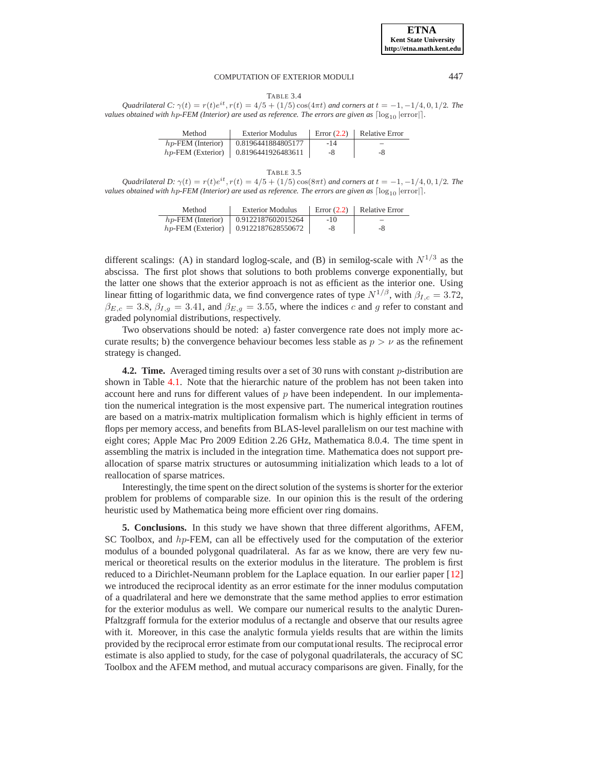TABLE 3.4

*Quadrilateral C:* $\gamma(t) = r(t)e^{it}, r(t) = 4/5 + (1/5)\cos(4\pi t)$ *and corners at* $t = -1, -1/4, 0, 1/2$*. The values obtained with* $hp$*-FEM (Interior) are used as reference. The errors are given as* $\lceil \log_{10} |\text{error}| \rceil$*.*

| Method | Exterior Modulus | Error (2.2) | Relative Error |
|---|---|---|---|
| $hp$-FEM (Interior) | 0.81964418848805177 | -14 | – |
| $hp$-FEM (Exterior) | 0.8196441926483611 | -8 | -8 |

TABLE 3.5

*Quadrilateral D:* $\gamma(t) = r(t)e^{it}, r(t) = 4/5 + (1/5)\cos(8\pi t)$ *and corners at* $t = -1, -1/4, 0, 1/2$*. The values obtained with* $hp$*-FEM (Interior) are used as reference. The errors are given as* $\lceil \log_{10} |\text{error}| \rceil$*.*

| Method | Exterior Modulus | Error (2.2) | Relative Error |
|---|---|---|---|
| $hp$-FEM (Interior) | 0.91221876020152 64 | -10 | – |
| $hp$-FEM (Exterior) | 0.9122187628550672 | -8 | -8 |

different scalings: (A) in standard loglog-scale, and (B) in semilog-scale with $N^{1/3}$ as the abscissa. The first plot shows that solutions to both problems converge exponentially, but the latter one shows that the exterior approach is not as efficient as the interior one. Using linear fitting of logarithmic data, we find convergence rates of type $N^{1/\beta}$, with $\beta_{I,c} = 3.72$, $\beta_{E,c} = 3.8$, $\beta_{I,g} = 3.41$, and $\beta_{E,g} = 3.55$, where the indices $c$ and $g$ refer to constant and graded polynomial distributions, respectively.

Two observations should be noted: a) faster convergence rate does not imply more accurate results; b) the convergence behaviour becomes less stable as $p > \nu$ as the refinement strategy is changed.

**4.2. Time.** Averaged timing results over a set of 30 runs with constant $p$-distribution are shown in Table 4.1. Note that the hierarchic nature of the problem has not been taken into account here and runs for different values of $p$ have been independent. In our implementation the numerical integration is the most expensive part. The numerical integration routines are based on a matrix-matrix multiplication formalism which is highly efficient in terms of flops per memory access, and benefits from BLAS-level parallelism on our test machine with eight cores; Apple Mac Pro 2009 Edition 2.26 GHz, Mathematica 8.0.4. The time spent in assembling the matrix is included in the integration time. Mathematica does not support pre-allocation of sparse matrix structures or autosumming initialization which leads to a lot of reallocation of sparse matrices.

Interestingly, the time spent on the direct solution of the systems is shorter for the exterior problem for problems of comparable size. In our opinion this is the result of the ordering heuristic used by Mathematica being more efficient over ring domains.

**5. Conclusions.** In this study we have shown that three different algorithms, AFEM, SC Toolbox, and $hp$-FEM, can all be effectively used for the computation of the exterior modulus of a bounded polygonal quadrilateral. As far as we know, there are very few numerical or theoretical results on the exterior modulus in the literature. The problem is first reduced to a Dirichlet-Neumann problem for the Laplace equation. In our earlier paper [12] we introduced the reciprocal identity as an error estimate for the inner modulus computation of a quadrilateral and here we demonstrate that the same method applies to error estimation for the exterior modulus as well. We compare our numerical results to the analytic Duren-Pfaltzgraff formula for the exterior modulus of a rectangle and observe that our results agree with it. Moreover, in this case the analytic formula yields results that are within the limits provided by the reciprocal error estimate from our computational results. The reciprocal error estimate is also applied to study, for the case of polygonal quadrilaterals, the accuracy of SC Toolbox and the AFEM method, and mutual accuracy comparisons are given. Finally, for the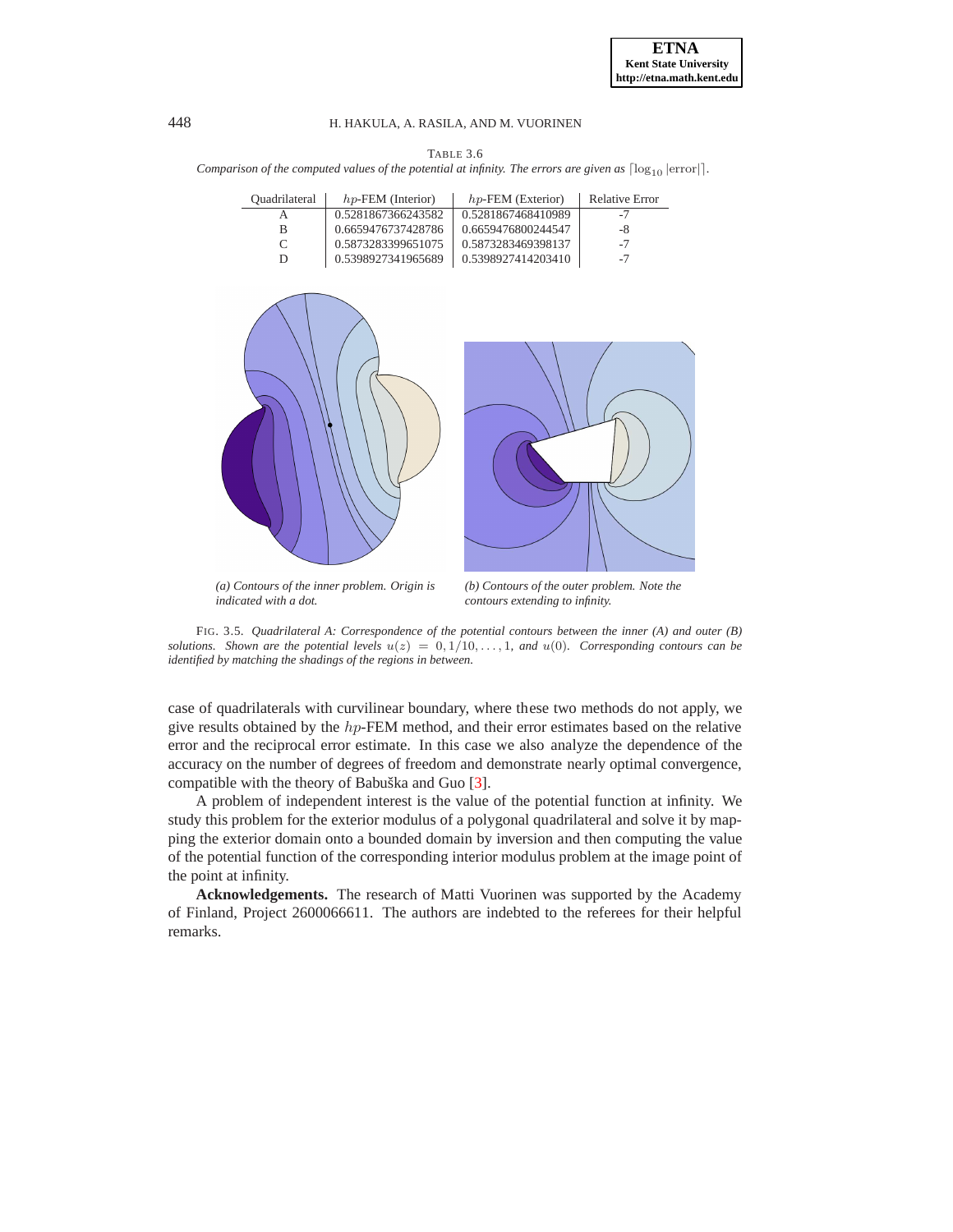TABLE 3.6

*Comparison of the computed values of the potential at infinity. The errors are given as $\lceil \log_{10} |\text{error}| \rceil$.*

| Quadrilateral | $hp$-FEM (Interior) | $hp$-FEM (Exterior) | Relative Error |
|---|---|---|---|
| A | 0.5281867366243582 | 0.5281867468410989 | -7 |
| B | 0.6659476737428786 | 0.6659476800244547 | -8 |
| C | 0.5873283399651075 | 0.5873283469398137 | -7 |
| D | 0.5398927341965689 | 0.5398927414203410 | -7 |

*(a) Contours of the inner problem. Origin is indicated with a dot.*

*(b) Contours of the outer problem. Note the contours extending to infinity.*

FIG. 3.5. *Quadrilateral A: Correspondence of the potential contours between the inner (A) and outer (B) solutions. Shown are the potential levels $u(z) = 0, 1/10, \ldots, 1$, and $u(0)$. Corresponding contours can be identified by matching the shadings of the regions in between.*

case of quadrilaterals with curvilinear boundary, where these two methods do not apply, we give results obtained by the $hp$-FEM method, and their error estimates based on the relative error and the reciprocal error estimate. In this case we also analyze the dependence of the accuracy on the number of degrees of freedom and demonstrate nearly optimal convergence, compatible with the theory of Babuška and Guo [3].

A problem of independent interest is the value of the potential function at infinity. We study this problem for the exterior modulus of a polygonal quadrilateral and solve it by mapping the exterior domain onto a bounded domain by inversion and then computing the value of the potential function of the corresponding interior modulus problem at the image point of the point at infinity.

**Acknowledgements.** The research of Matti Vuorinen was supported by the Academy of Finland, Project 2600066611. The authors are indebted to the referees for their helpful remarks.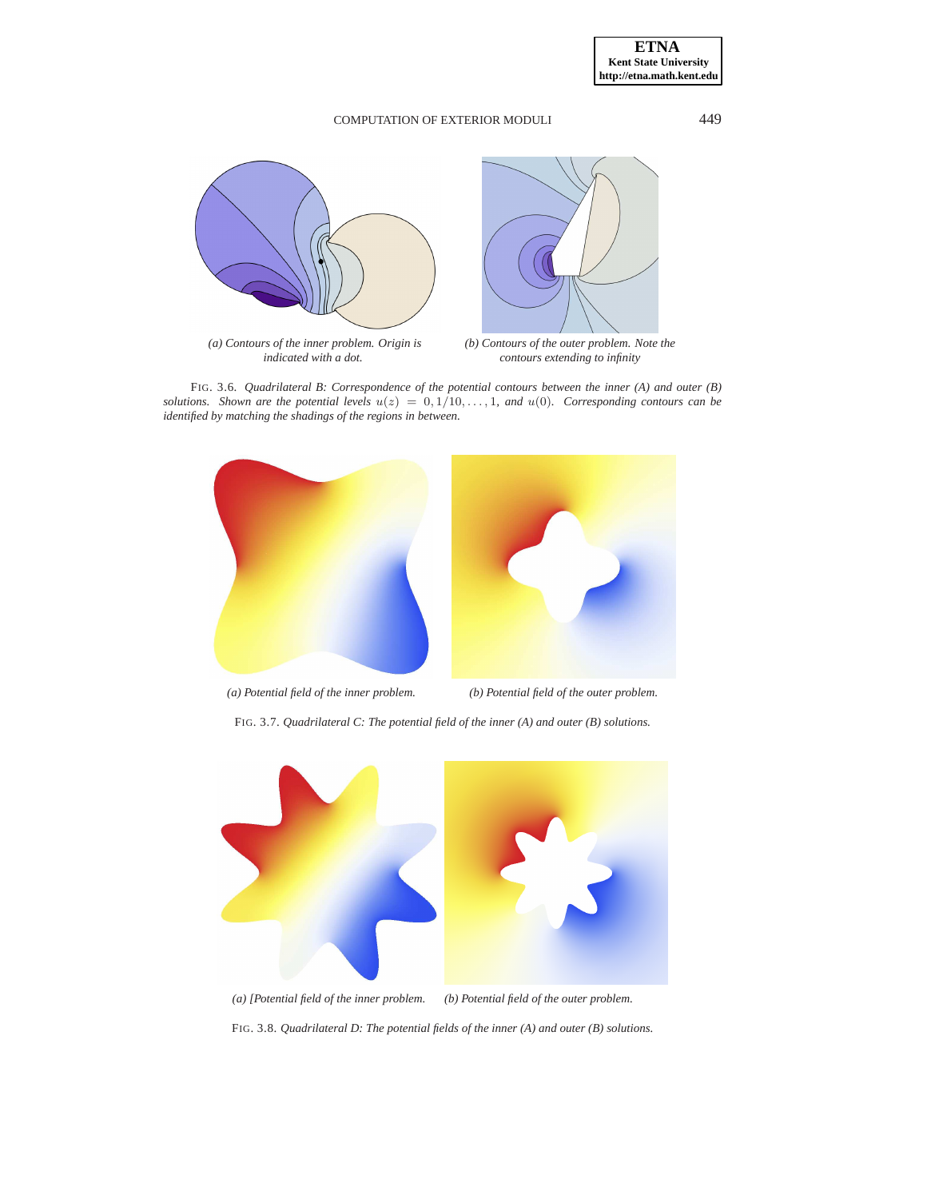(a) Contours of the inner problem. Origin is indicated with a dot.

(b) Contours of the outer problem. Note the contours extending to infinity

FIG. 3.6. *Quadrilateral B: Correspondence of the potential contours between the inner (A) and outer (B) solutions. Shown are the potential levels $u(z) = 0, 1/10, \ldots, 1$, and $u(0)$. Corresponding contours can be identified by matching the shadings of the regions in between.*

(a) Potential field of the inner problem.

(b) Potential field of the outer problem.

FIG. 3.7. *Quadrilateral C: The potential field of the inner (A) and outer (B) solutions.*

(a) [Potential field of the inner problem.

(b) Potential field of the outer problem.

FIG. 3.8. *Quadrilateral D: The potential fields of the inner (A) and outer (B) solutions.*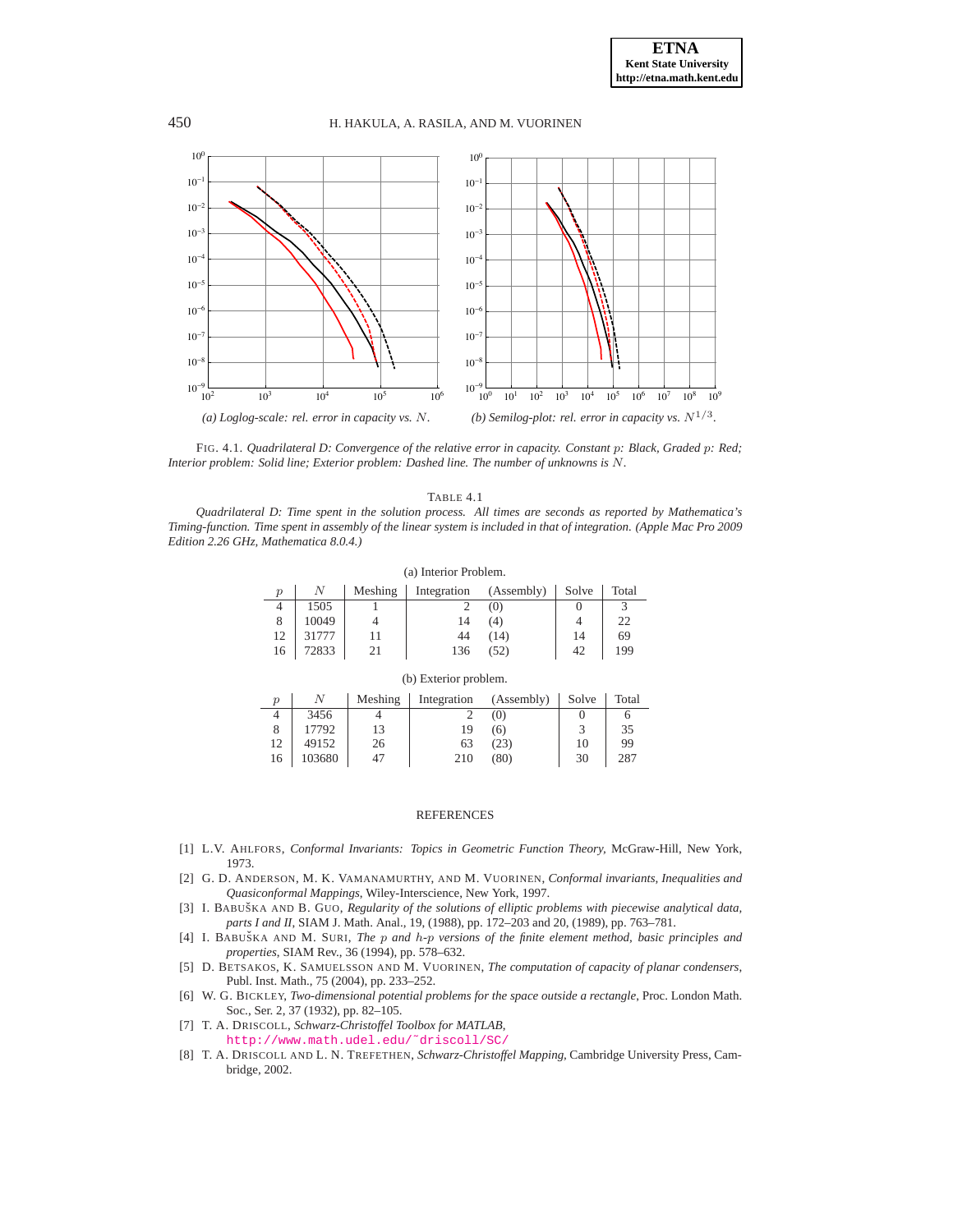(a) Loglog-scale: rel. error in capacity vs. $N$.

(b) Semilog-plot: rel. error in capacity vs. $N^{1/3}$.

FIG. 4.1. *Quadrilateral D: Convergence of the relative error in capacity. Constant $p$: Black, Graded $p$: Red; Interior problem: Solid line; Exterior problem: Dashed line. The number of unknowns is $N$.*

TABLE 4.1

*Quadrilateral D: Time spent in the solution process. All times are seconds as reported by Mathematica's Timing-function. Time spent in assembly of the linear system is included in that of integration. (Apple Mac Pro 2009 Edition 2.26 GHz, Mathematica 8.0.4.)*

(a) Interior Problem.

| $p$ | $N$ | Meshing | Integration | (Assembly) | Solve | Total |
|---|---|---|---|---|---|---|
| 4 | 1505 | 1 | 2 | (0) | 0 | 3 |
| 8 | 10049 | 4 | 14 | (4) | 4 | 22 |
| 12 | 31777 | 11 | 44 | (14) | 14 | 69 |
| 16 | 72833 | 21 | 136 | (52) | 42 | 199 |

(b) Exterior problem.

| $p$ | $N$ | Meshing | Integration | (Assembly) | Solve | Total |
|---|---|---|---|---|---|---|
| 4 | 3456 | 4 | 2 | (0) | 0 | 6 |
| 8 | 17792 | 13 | 19 | (6) | 3 | 35 |
| 12 | 49152 | 26 | 63 | (23) | 10 | 99 |
| 16 | 103680 | 47 | 210 | (80) | 30 | 287 |

## REFERENCES

[1] L.V. AHLFORS, *Conformal Invariants: Topics in Geometric Function Theory*, McGraw-Hill, New York, 1973.

[2] G. D. ANDERSON, M. K. VAMANAMURTHY, AND M. VUORINEN, *Conformal invariants, Inequalities and Quasiconformal Mappings*, Wiley-Interscience, New York, 1997.

[3] I. BABUŠKA AND B. GUO, *Regularity of the solutions of elliptic problems with piecewise analytical data, parts I and II*, SIAM J. Math. Anal., 19, (1988), pp. 172–203 and 20, (1989), pp. 763–781.

[4] I. BABUŠKA AND M. SURI, *The $p$ and $h$-$p$ versions of the finite element method, basic principles and properties*, SIAM Rev., 36 (1994), pp. 578–632.

[5] D. BETSAKOS, K. SAMUELSSON AND M. VUORINEN, *The computation of capacity of planar condensers*, Publ. Inst. Math., 75 (2004), pp. 233–252.

[6] W. G. BICKLEY, *Two-dimensional potential problems for the space outside a rectangle*, Proc. London Math. Soc., Ser. 2, 37 (1932), pp. 82–105.

[7] T. A. DRISCOLL, *Schwarz-Christoffel Toolbox for MATLAB*, http://www.math.udel.edu/~driscoll/SC/

[8] T. A. DRISCOLL AND L. N. TREFETHEN, *Schwarz-Christoffel Mapping*, Cambridge University Press, Cambridge, 2002.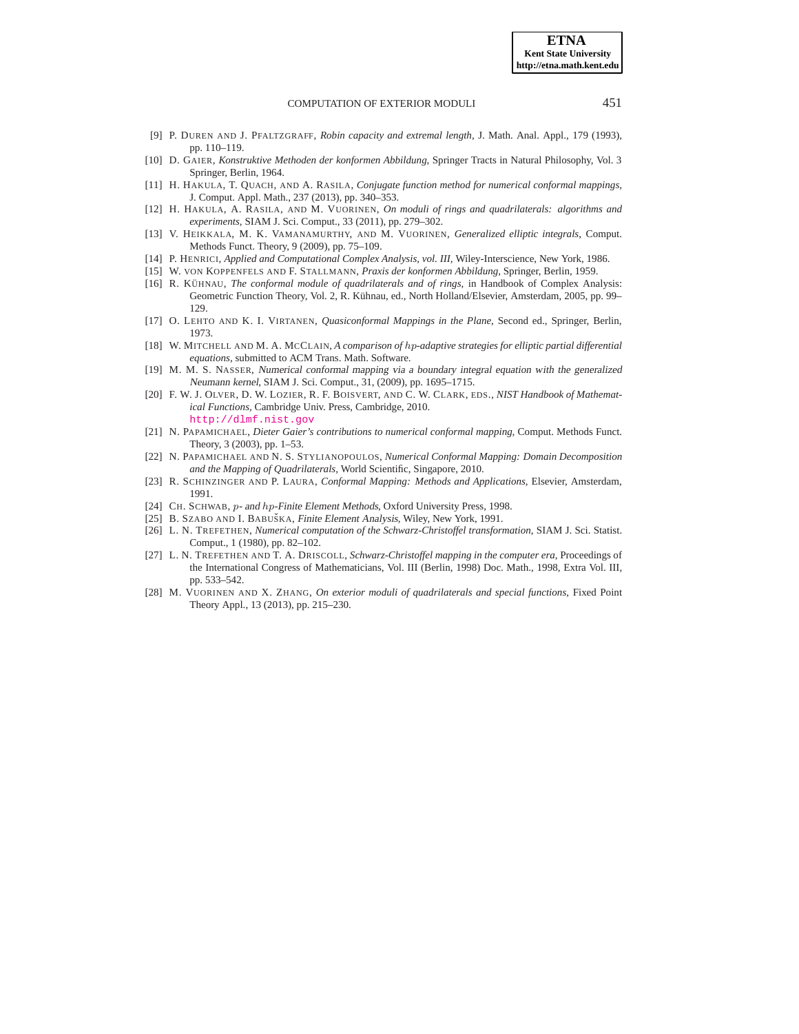[9] P. Duren and J. Pfaltzgraff, *Robin capacity and extremal length*, J. Math. Anal. Appl., 179 (1993), pp. 110–119.

[10] D. Gaier, *Konstruktive Methoden der konformen Abbildung*, Springer Tracts in Natural Philosophy, Vol. 3 Springer, Berlin, 1964.

[11] H. Hakula, T. Quach, and A. Rasila, *Conjugate function method for numerical conformal mappings*, J. Comput. Appl. Math., 237 (2013), pp. 340–353.

[12] H. Hakula, A. Rasila, and M. Vuorinen, *On moduli of rings and quadrilaterals: algorithms and experiments*, SIAM J. Sci. Comput., 33 (2011), pp. 279–302.

[13] V. Heikkala, M. K. Vamanamurthy, and M. Vuorinen, *Generalized elliptic integrals*, Comput. Methods Funct. Theory, 9 (2009), pp. 75–109.

[14] P. Henrici, *Applied and Computational Complex Analysis, vol. III*, Wiley-Interscience, New York, 1986.

[15] W. von Koppenfels and F. Stallmann, *Praxis der konformen Abbildung*, Springer, Berlin, 1959.

[16] R. Kühnau, *The conformal module of quadrilaterals and of rings*, in Handbook of Complex Analysis: Geometric Function Theory, Vol. 2, R. Kühnau, ed., North Holland/Elsevier, Amsterdam, 2005, pp. 99–129.

[17] O. Lehto and K. I. Virtanen, *Quasiconformal Mappings in the Plane*, Second ed., Springer, Berlin, 1973.

[18] W. Mitchell and M. A. McClain, *A comparison of $hp$-adaptive strategies for elliptic partial differential equations*, submitted to ACM Trans. Math. Software.

[19] M. M. S. Nasser, *Numerical conformal mapping via a boundary integral equation with the generalized Neumann kernel*, SIAM J. Sci. Comput., 31, (2009), pp. 1695–1715.

[20] F. W. J. Olver, D. W. Lozier, R. F. Boisvert, and C. W. Clark, eds., *NIST Handbook of Mathematical Functions*, Cambridge Univ. Press, Cambridge, 2010.
http://dlmf.nist.gov

[21] N. Papamichael, *Dieter Gaier's contributions to numerical conformal mapping*, Comput. Methods Funct. Theory, 3 (2003), pp. 1–53.

[22] N. Papamichael and N. S. Stylianopoulos, *Numerical Conformal Mapping: Domain Decomposition and the Mapping of Quadrilaterals*, World Scientific, Singapore, 2010.

[23] R. Schinzinger and P. Laura, *Conformal Mapping: Methods and Applications*, Elsevier, Amsterdam, 1991.

[24] Ch. Schwab, *$p$- and $hp$-Finite Element Methods*, Oxford University Press, 1998.

[25] B. Szabo and I. Babuška, *Finite Element Analysis*, Wiley, New York, 1991.

[26] L. N. Trefethen, *Numerical computation of the Schwarz-Christoffel transformation*, SIAM J. Sci. Statist. Comput., 1 (1980), pp. 82–102.

[27] L. N. Trefethen and T. A. Driscoll, *Schwarz-Christoffel mapping in the computer era*, Proceedings of the International Congress of Mathematicians, Vol. III (Berlin, 1998) Doc. Math., 1998, Extra Vol. III, pp. 533–542.

[28] M. Vuorinen and X. Zhang, *On exterior moduli of quadrilaterals and special functions*, Fixed Point Theory Appl., 13 (2013), pp. 215–230.